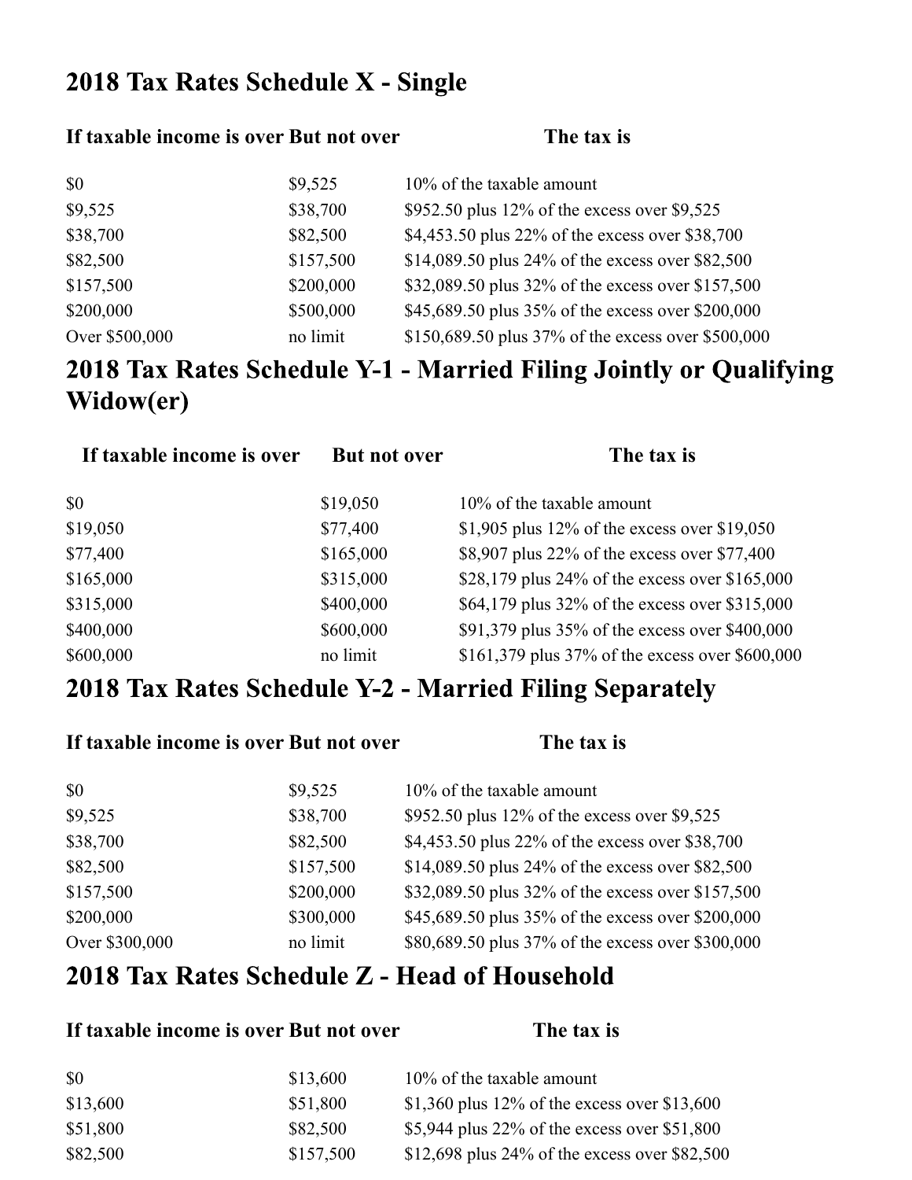## 2018 Tax Rates Schedule X - Single

| If taxable income is over | But not over | The tax is |
|---|---|---|
| $0 | $9,525 | 10% of the taxable amount |
| $9,525 | $38,700 | $952.50 plus 12% of the excess over $9,525 |
| $38,700 | $82,500 | $4,453.50 plus 22% of the excess over $38,700 |
| $82,500 | $157,500 | $14,089.50 plus 24% of the excess over $82,500 |
| $157,500 | $200,000 | $32,089.50 plus 32% of the excess over $157,500 |
| $200,000 | $500,000 | $45,689.50 plus 35% of the excess over $200,000 |
| Over $500,000 | no limit | $150,689.50 plus 37% of the excess over $500,000 |

## 2018 Tax Rates Schedule Y-1 - Married Filing Jointly or Qualifying Widow(er)

| If taxable income is over | But not over | The tax is |
|---|---|---|
| $0 | $19,050 | 10% of the taxable amount |
| $19,050 | $77,400 | $1,905 plus 12% of the excess over $19,050 |
| $77,400 | $165,000 | $8,907 plus 22% of the excess over $77,400 |
| $165,000 | $315,000 | $28,179 plus 24% of the excess over $165,000 |
| $315,000 | $400,000 | $64,179 plus 32% of the excess over $315,000 |
| $400,000 | $600,000 | $91,379 plus 35% of the excess over $400,000 |
| $600,000 | no limit | $161,379 plus 37% of the excess over $600,000 |

## 2018 Tax Rates Schedule Y-2 - Married Filing Separately

| If taxable income is over | But not over | The tax is |
|---|---|---|
| $0 | $9,525 | 10% of the taxable amount |
| $9,525 | $38,700 | $952.50 plus 12% of the excess over $9,525 |
| $38,700 | $82,500 | $4,453.50 plus 22% of the excess over $38,700 |
| $82,500 | $157,500 | $14,089.50 plus 24% of the excess over $82,500 |
| $157,500 | $200,000 | $32,089.50 plus 32% of the excess over $157,500 |
| $200,000 | $300,000 | $45,689.50 plus 35% of the excess over $200,000 |
| Over $300,000 | no limit | $80,689.50 plus 37% of the excess over $300,000 |

## 2018 Tax Rates Schedule Z - Head of Household

| If taxable income is over | But not over | The tax is |
|---|---|---|
| $0 | $13,600 | 10% of the taxable amount |
| $13,600 | $51,800 | $1,360 plus 12% of the excess over $13,600 |
| $51,800 | $82,500 | $5,944 plus 22% of the excess over $51,800 |
| $82,500 | $157,500 | $12,698 plus 24% of the excess over $82,500 |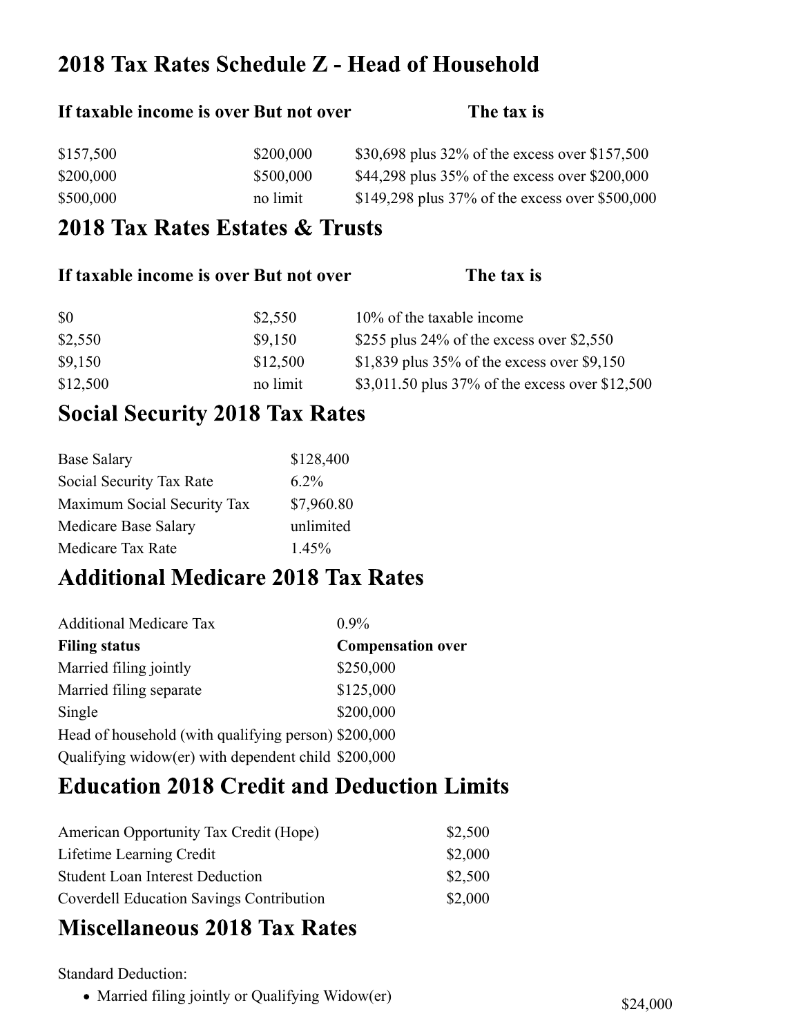## 2018 Tax Rates Schedule Z - Head of Household

| If taxable income is over | But not over | The tax is |
|---|---|---|
| $157,500 | $200,000 | $30,698 plus 32% of the excess over $157,500 |
| $200,000 | $500,000 | $44,298 plus 35% of the excess over $200,000 |
| $500,000 | no limit | $149,298 plus 37% of the excess over $500,000 |

## 2018 Tax Rates Estates & Trusts

| If taxable income is over | But not over | The tax is |
|---|---|---|
| $0 | $2,550 | 10% of the taxable income |
| $2,550 | $9,150 | $255 plus 24% of the excess over $2,550 |
| $9,150 | $12,500 | $1,839 plus 35% of the excess over $9,150 |
| $12,500 | no limit | $3,011.50 plus 37% of the excess over $12,500 |

## Social Security 2018 Tax Rates

| | |
|---|---|
| Base Salary | $128,400 |
| Social Security Tax Rate | 6.2% |
| Maximum Social Security Tax | $7,960.80 |
| Medicare Base Salary | unlimited |
| Medicare Tax Rate | 1.45% |

## Additional Medicare 2018 Tax Rates

| | |
|---|---|
| Additional Medicare Tax | 0.9% |
| **Filing status** | **Compensation over** |
| Married filing jointly | $250,000 |
| Married filing separate | $125,000 |
| Single | $200,000 |
| Head of household (with qualifying person) | $200,000 |
| Qualifying widow(er) with dependent child | $200,000 |

## Education 2018 Credit and Deduction Limits

| | |
|---|---|
| American Opportunity Tax Credit (Hope) | $2,500 |
| Lifetime Learning Credit | $2,000 |
| Student Loan Interest Deduction | $2,500 |
| Coverdell Education Savings Contribution | $2,000 |

## Miscellaneous 2018 Tax Rates

Standard Deduction:

- Married filing jointly or Qualifying Widow(er) $24,000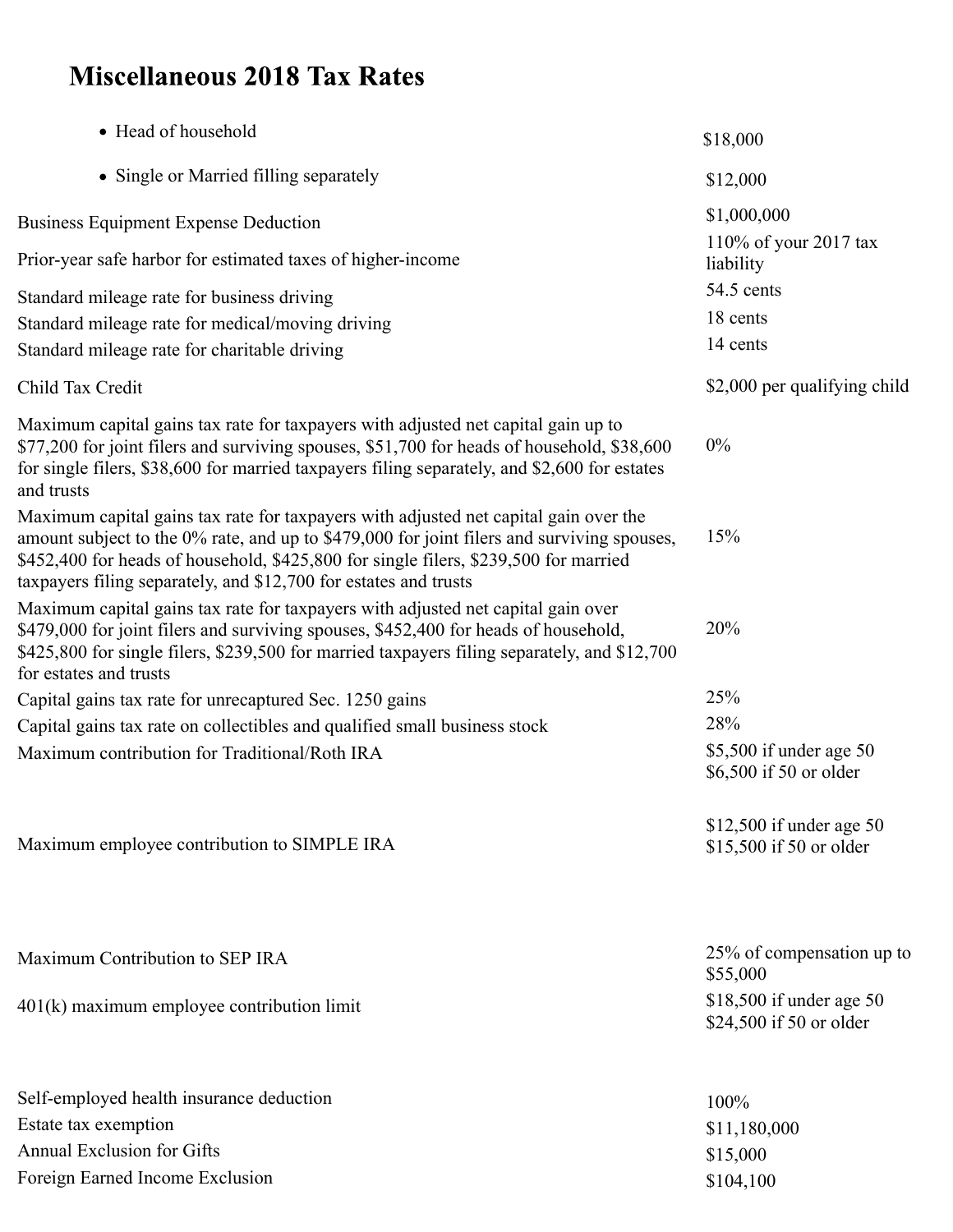# Miscellaneous 2018 Tax Rates

| | |
|---|---|
| • Head of household | $18,000 |
| • Single or Married filling separately | $12,000 |
| Business Equipment Expense Deduction | $1,000,000 |
| Prior-year safe harbor for estimated taxes of higher-income | 110% of your 2017 tax liability |
| Standard mileage rate for business driving | 54.5 cents |
| Standard mileage rate for medical/moving driving | 18 cents |
| Standard mileage rate for charitable driving | 14 cents |
| Child Tax Credit | $2,000 per qualifying child |
| Maximum capital gains tax rate for taxpayers with adjusted net capital gain up to $77,200 for joint filers and surviving spouses, $51,700 for heads of household, $38,600 for single filers, $38,600 for married taxpayers filing separately, and $2,600 for estates and trusts | 0% |
| Maximum capital gains tax rate for taxpayers with adjusted net capital gain over the amount subject to the 0% rate, and up to $479,000 for joint filers and surviving spouses, $452,400 for heads of household, $425,800 for single filers, $239,500 for married taxpayers filing separately, and $12,700 for estates and trusts | 15% |
| Maximum capital gains tax rate for taxpayers with adjusted net capital gain over $479,000 for joint filers and surviving spouses, $452,400 for heads of household, $425,800 for single filers, $239,500 for married taxpayers filing separately, and $12,700 for estates and trusts | 20% |
| Capital gains tax rate for unrecaptured Sec. 1250 gains | 25% |
| Capital gains tax rate on collectibles and qualified small business stock | 28% |
| Maximum contribution for Traditional/Roth IRA | $5,500 if under age 50<br>$6,500 if 50 or older |
| Maximum employee contribution to SIMPLE IRA | $12,500 if under age 50<br>$15,500 if 50 or older |
| Maximum Contribution to SEP IRA | 25% of compensation up to $55,000 |
| 401(k) maximum employee contribution limit | $18,500 if under age 50<br>$24,500 if 50 or older |
| Self-employed health insurance deduction | 100% |
| Estate tax exemption | $11,180,000 |
| Annual Exclusion for Gifts | $15,000 |
| Foreign Earned Income Exclusion | $104,100 |